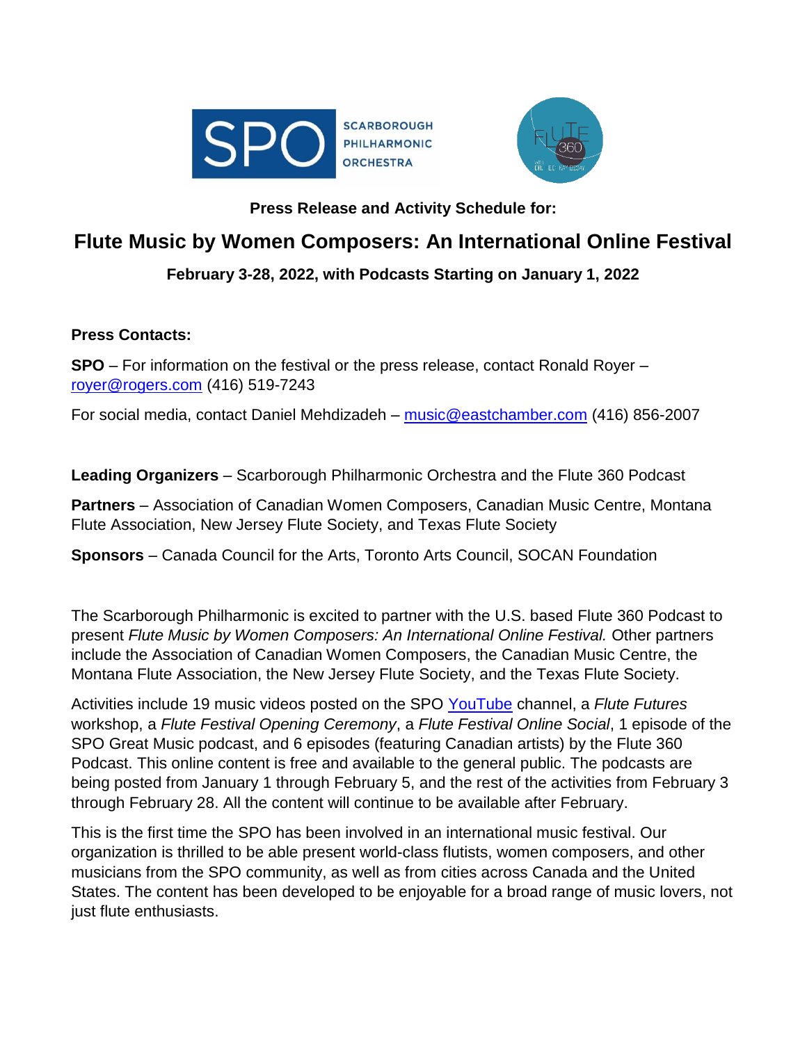**Press Release and Activity Schedule for:**

# Flute Music by Women Composers: An International Online Festival

**February 3-28, 2022, with Podcasts Starting on January 1, 2022**

**Press Contacts:**

**SPO** – For information on the festival or the press release, contact Ronald Royer – royer@rogers.com (416) 519-7243

For social media, contact Daniel Mehdizadeh – music@eastchamber.com (416) 856-2007

**Leading Organizers** – Scarborough Philharmonic Orchestra and the Flute 360 Podcast

**Partners** – Association of Canadian Women Composers, Canadian Music Centre, Montana Flute Association, New Jersey Flute Society, and Texas Flute Society

**Sponsors** – Canada Council for the Arts, Toronto Arts Council, SOCAN Foundation

The Scarborough Philharmonic is excited to partner with the U.S. based Flute 360 Podcast to present *Flute Music by Women Composers: An International Online Festival.* Other partners include the Association of Canadian Women Composers, the Canadian Music Centre, the Montana Flute Association, the New Jersey Flute Society, and the Texas Flute Society.

Activities include 19 music videos posted on the SPO YouTube channel, a *Flute Futures* workshop, a *Flute Festival Opening Ceremony*, a *Flute Festival Online Social*, 1 episode of the SPO Great Music podcast, and 6 episodes (featuring Canadian artists) by the Flute 360 Podcast. This online content is free and available to the general public. The podcasts are being posted from January 1 through February 5, and the rest of the activities from February 3 through February 28. All the content will continue to be available after February.

This is the first time the SPO has been involved in an international music festival. Our organization is thrilled to be able present world-class flutists, women composers, and other musicians from the SPO community, as well as from cities across Canada and the United States. The content has been developed to be enjoyable for a broad range of music lovers, not just flute enthusiasts.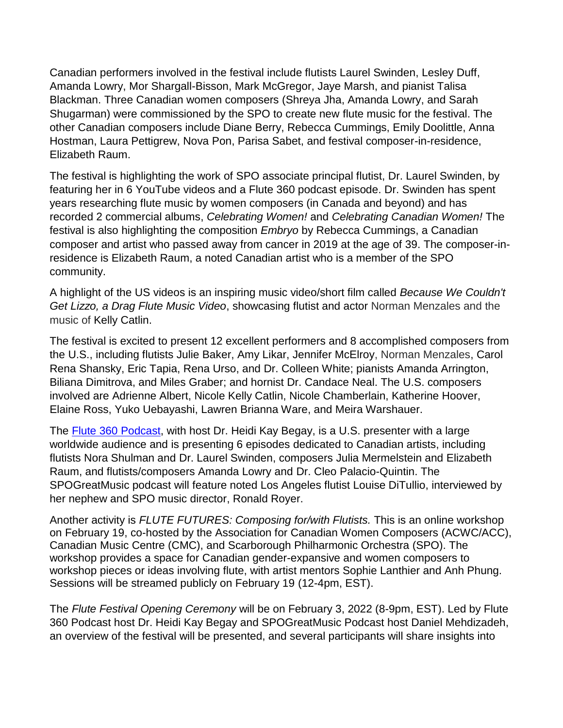Canadian performers involved in the festival include flutists Laurel Swinden, Lesley Duff, Amanda Lowry, Mor Shargall-Bisson, Mark McGregor, Jaye Marsh, and pianist Talisa Blackman. Three Canadian women composers (Shreya Jha, Amanda Lowry, and Sarah Shugarman) were commissioned by the SPO to create new flute music for the festival. The other Canadian composers include Diane Berry, Rebecca Cummings, Emily Doolittle, Anna Hostman, Laura Pettigrew, Nova Pon, Parisa Sabet, and festival composer-in-residence, Elizabeth Raum.

The festival is highlighting the work of SPO associate principal flutist, Dr. Laurel Swinden, by featuring her in 6 YouTube videos and a Flute 360 podcast episode. Dr. Swinden has spent years researching flute music by women composers (in Canada and beyond) and has recorded 2 commercial albums, *Celebrating Women!* and *Celebrating Canadian Women!* The festival is also highlighting the composition *Embryo* by Rebecca Cummings, a Canadian composer and artist who passed away from cancer in 2019 at the age of 39. The composer-in-residence is Elizabeth Raum, a noted Canadian artist who is a member of the SPO community.

A highlight of the US videos is an inspiring music video/short film called *Because We Couldn't Get Lizzo, a Drag Flute Music Video*, showcasing flutist and actor Norman Menzales and the music of Kelly Catlin.

The festival is excited to present 12 excellent performers and 8 accomplished composers from the U.S., including flutists Julie Baker, Amy Likar, Jennifer McElroy, Norman Menzales, Carol Rena Shansky, Eric Tapia, Rena Urso, and Dr. Colleen White; pianists Amanda Arrington, Biliana Dimitrova, and Miles Graber; and hornist Dr. Candace Neal. The U.S. composers involved are Adrienne Albert, Nicole Kelly Catlin, Nicole Chamberlain, Katherine Hoover, Elaine Ross, Yuko Uebayashi, Lawren Brianna Ware, and Meira Warshauer.

The [Flute 360 Podcast](), with host Dr. Heidi Kay Begay, is a U.S. presenter with a large worldwide audience and is presenting 6 episodes dedicated to Canadian artists, including flutists Nora Shulman and Dr. Laurel Swinden, composers Julia Mermelstein and Elizabeth Raum, and flutists/composers Amanda Lowry and Dr. Cleo Palacio-Quintin. The SPOGreatMusic podcast will feature noted Los Angeles flutist Louise DiTullio, interviewed by her nephew and SPO music director, Ronald Royer.

Another activity is *FLUTE FUTURES: Composing for/with Flutists.* This is an online workshop on February 19, co-hosted by the Association for Canadian Women Composers (ACWC/ACC), Canadian Music Centre (CMC), and Scarborough Philharmonic Orchestra (SPO). The workshop provides a space for Canadian gender-expansive and women composers to workshop pieces or ideas involving flute, with artist mentors Sophie Lanthier and Anh Phung. Sessions will be streamed publicly on February 19 (12-4pm, EST).

The *Flute Festival Opening Ceremony* will be on February 3, 2022 (8-9pm, EST). Led by Flute 360 Podcast host Dr. Heidi Kay Begay and SPOGreatMusic Podcast host Daniel Mehdizadeh, an overview of the festival will be presented, and several participants will share insights into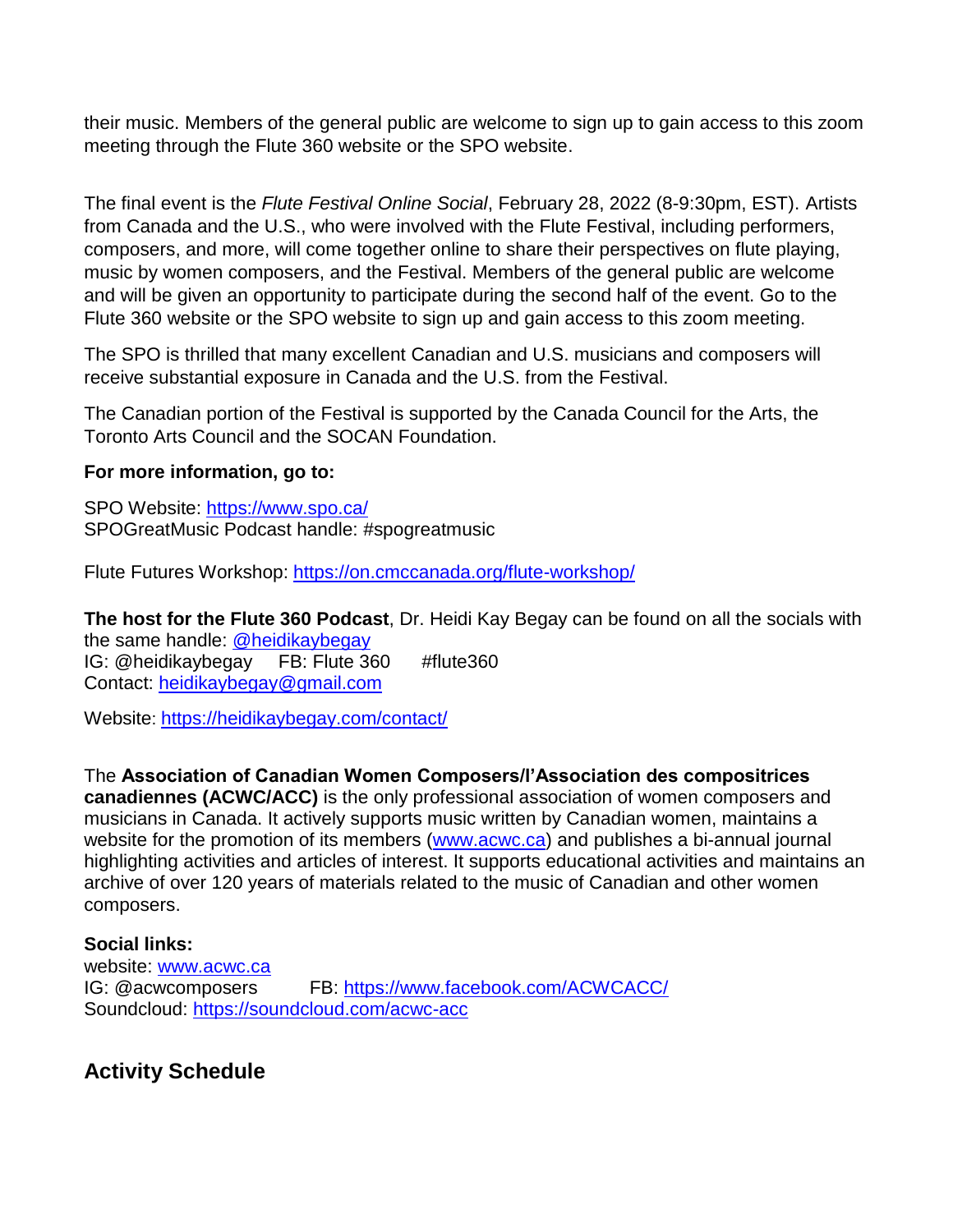their music. Members of the general public are welcome to sign up to gain access to this zoom meeting through the Flute 360 website or the SPO website.

The final event is the *Flute Festival Online Social*, February 28, 2022 (8-9:30pm, EST). Artists from Canada and the U.S., who were involved with the Flute Festival, including performers, composers, and more, will come together online to share their perspectives on flute playing, music by women composers, and the Festival. Members of the general public are welcome and will be given an opportunity to participate during the second half of the event. Go to the Flute 360 website or the SPO website to sign up and gain access to this zoom meeting.

The SPO is thrilled that many excellent Canadian and U.S. musicians and composers will receive substantial exposure in Canada and the U.S. from the Festival.

The Canadian portion of the Festival is supported by the Canada Council for the Arts, the Toronto Arts Council and the SOCAN Foundation.

**For more information, go to:**

SPO Website: https://www.spo.ca/
SPOGreatMusic Podcast handle: #spogreatmusic

Flute Futures Workshop: https://on.cmccanada.org/flute-workshop/

**The host for the Flute 360 Podcast**, Dr. Heidi Kay Begay can be found on all the socials with the same handle: @heidikaybegay
IG: @heidikaybegay FB: Flute 360 #flute360
Contact: heidikaybegay@gmail.com

Website: https://heidikaybegay.com/contact/

The **Association of Canadian Women Composers/l'Association des compositrices canadiennes (ACWC/ACC)** is the only professional association of women composers and musicians in Canada. It actively supports music written by Canadian women, maintains a website for the promotion of its members (www.acwc.ca) and publishes a bi-annual journal highlighting activities and articles of interest. It supports educational activities and maintains an archive of over 120 years of materials related to the music of Canadian and other women composers.

**Social links:**
website: www.acwc.ca
IG: @acwcomposers FB: https://www.facebook.com/ACWCACC/
Soundcloud: https://soundcloud.com/acwc-acc

## Activity Schedule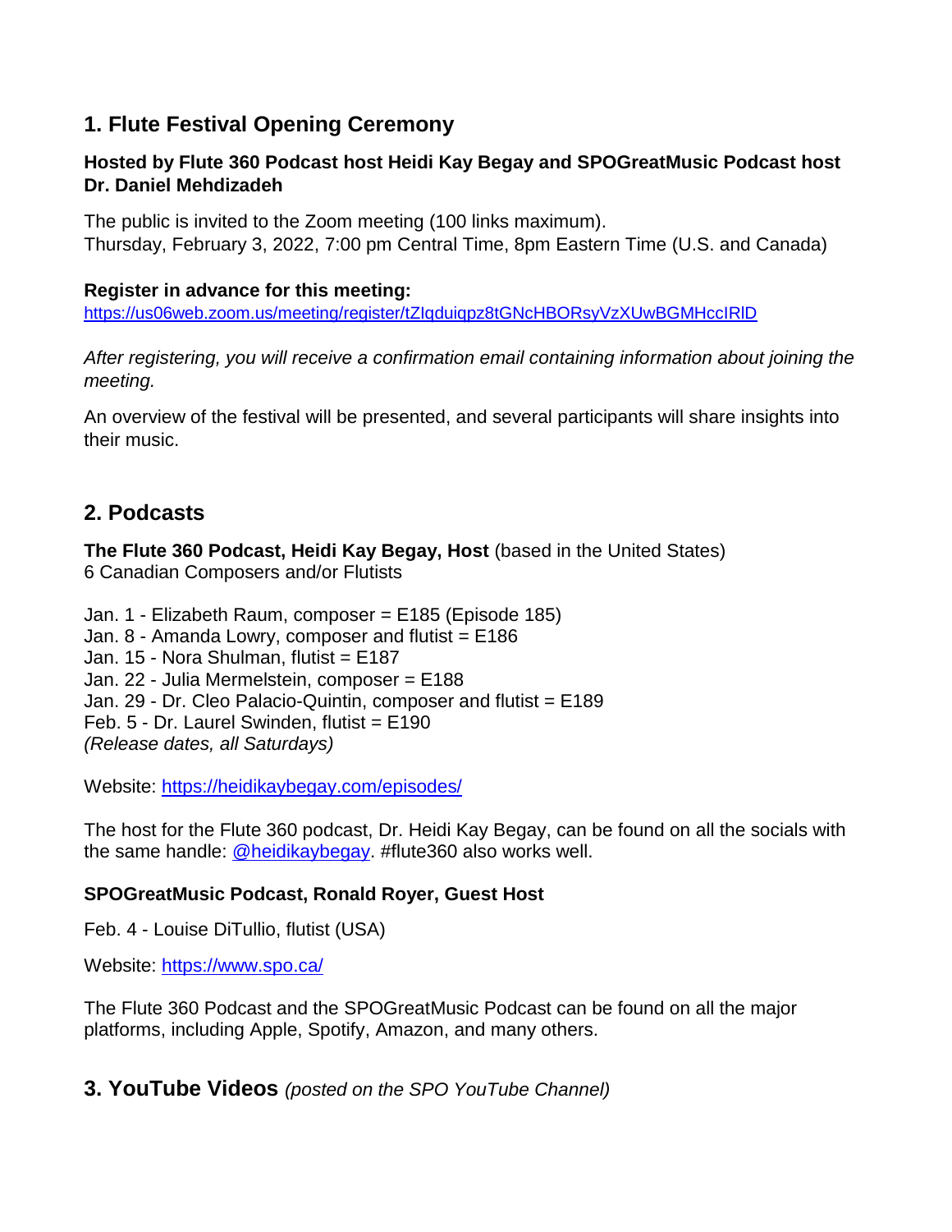## 1. Flute Festival Opening Ceremony

**Hosted by Flute 360 Podcast host Heidi Kay Begay and SPOGreatMusic Podcast host Dr. Daniel Mehdizadeh**

The public is invited to the Zoom meeting (100 links maximum).
Thursday, February 3, 2022, 7:00 pm Central Time, 8pm Eastern Time (U.S. and Canada)

**Register in advance for this meeting:**
https://us06web.zoom.us/meeting/register/tZIqduiqpz8tGNcHBORsyVzXUwBGMHccIRlD

*After registering, you will receive a confirmation email containing information about joining the meeting.*

An overview of the festival will be presented, and several participants will share insights into their music.

## 2. Podcasts

**The Flute 360 Podcast, Heidi Kay Begay, Host** (based in the United States)
6 Canadian Composers and/or Flutists

Jan. 1 - Elizabeth Raum, composer = E185 (Episode 185)
Jan. 8 - Amanda Lowry, composer and flutist = E186
Jan. 15 - Nora Shulman, flutist = E187
Jan. 22 - Julia Mermelstein, composer = E188
Jan. 29 - Dr. Cleo Palacio-Quintin, composer and flutist = E189
Feb. 5 - Dr. Laurel Swinden, flutist = E190
*(Release dates, all Saturdays)*

Website: https://heidikaybegay.com/episodes/

The host for the Flute 360 podcast, Dr. Heidi Kay Begay, can be found on all the socials with the same handle: @heidikaybegay. #flute360 also works well.

**SPOGreatMusic Podcast, Ronald Royer, Guest Host**

Feb. 4 - Louise DiTullio, flutist (USA)

Website: https://www.spo.ca/

The Flute 360 Podcast and the SPOGreatMusic Podcast can be found on all the major platforms, including Apple, Spotify, Amazon, and many others.

## 3. YouTube Videos *(posted on the SPO YouTube Channel)*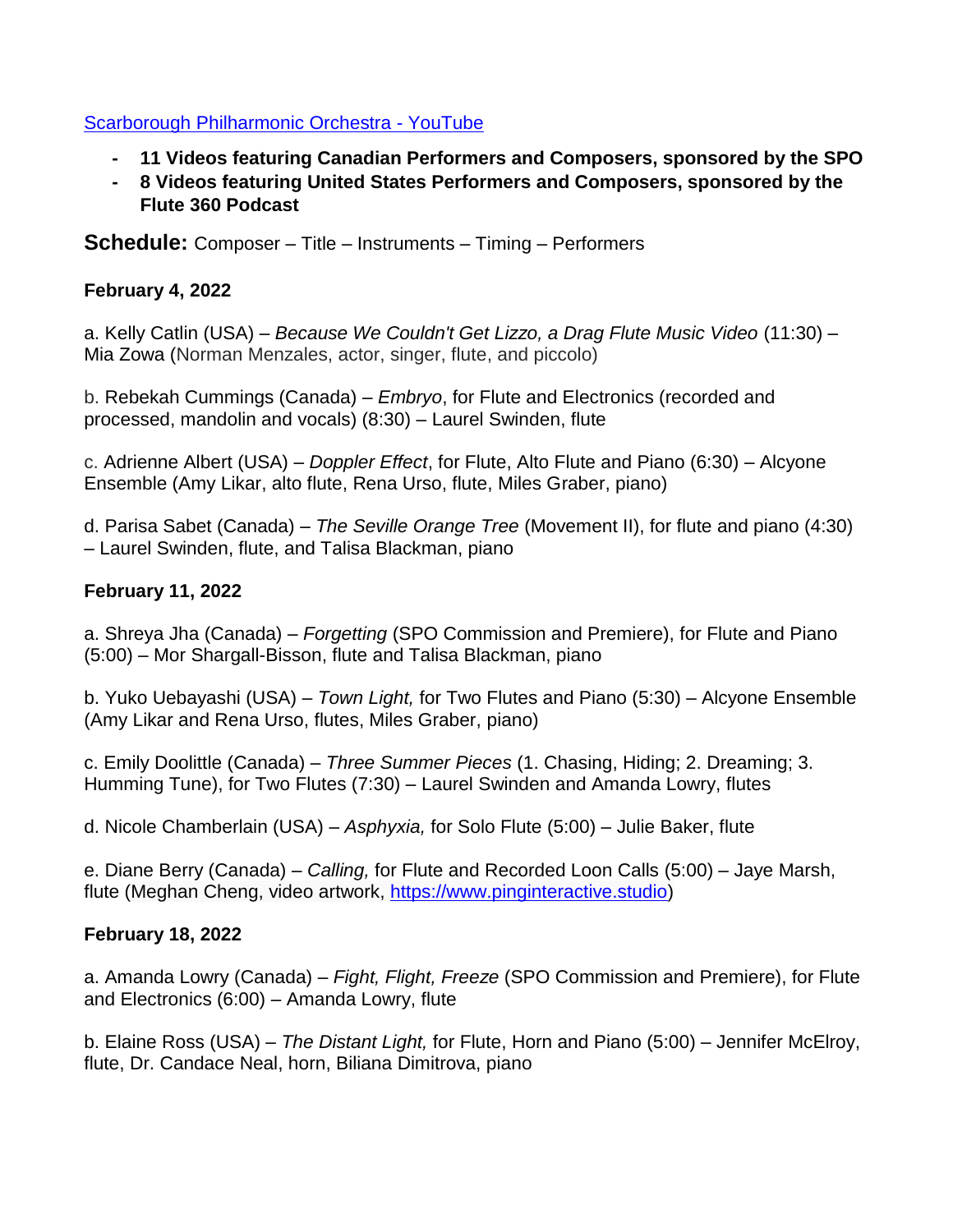[Scarborough Philharmonic Orchestra - YouTube](Scarborough Philharmonic Orchestra - YouTube)

- **11 Videos featuring Canadian Performers and Composers, sponsored by the SPO**
- **8 Videos featuring United States Performers and Composers, sponsored by the Flute 360 Podcast**

**Schedule:** Composer – Title – Instruments – Timing – Performers

**February 4, 2022**

a. Kelly Catlin (USA) – *Because We Couldn't Get Lizzo, a Drag Flute Music Video* (11:30) – Mia Zowa (Norman Menzales, actor, singer, flute, and piccolo)

b. Rebekah Cummings (Canada) – *Embryo*, for Flute and Electronics (recorded and processed, mandolin and vocals) (8:30) – Laurel Swinden, flute

c. Adrienne Albert (USA) – *Doppler Effect*, for Flute, Alto Flute and Piano (6:30) – Alcyone Ensemble (Amy Likar, alto flute, Rena Urso, flute, Miles Graber, piano)

d. Parisa Sabet (Canada) – *The Seville Orange Tree* (Movement II), for flute and piano (4:30) – Laurel Swinden, flute, and Talisa Blackman, piano

**February 11, 2022**

a. Shreya Jha (Canada) – *Forgetting* (SPO Commission and Premiere), for Flute and Piano (5:00) – Mor Shargall-Bisson, flute and Talisa Blackman, piano

b. Yuko Uebayashi (USA) – *Town Light,* for Two Flutes and Piano (5:30) – Alcyone Ensemble (Amy Likar and Rena Urso, flutes, Miles Graber, piano)

c. Emily Doolittle (Canada) – *Three Summer Pieces* (1. Chasing, Hiding; 2. Dreaming; 3. Humming Tune), for Two Flutes (7:30) – Laurel Swinden and Amanda Lowry, flutes

d. Nicole Chamberlain (USA) – *Asphyxia,* for Solo Flute (5:00) – Julie Baker, flute

e. Diane Berry (Canada) – *Calling,* for Flute and Recorded Loon Calls (5:00) – Jaye Marsh, flute (Meghan Cheng, video artwork, https://www.pinginteractive.studio)

**February 18, 2022**

a. Amanda Lowry (Canada) – *Fight, Flight, Freeze* (SPO Commission and Premiere), for Flute and Electronics (6:00) – Amanda Lowry, flute

b. Elaine Ross (USA) – *The Distant Light,* for Flute, Horn and Piano (5:00) – Jennifer McElroy, flute, Dr. Candace Neal, horn, Biliana Dimitrova, piano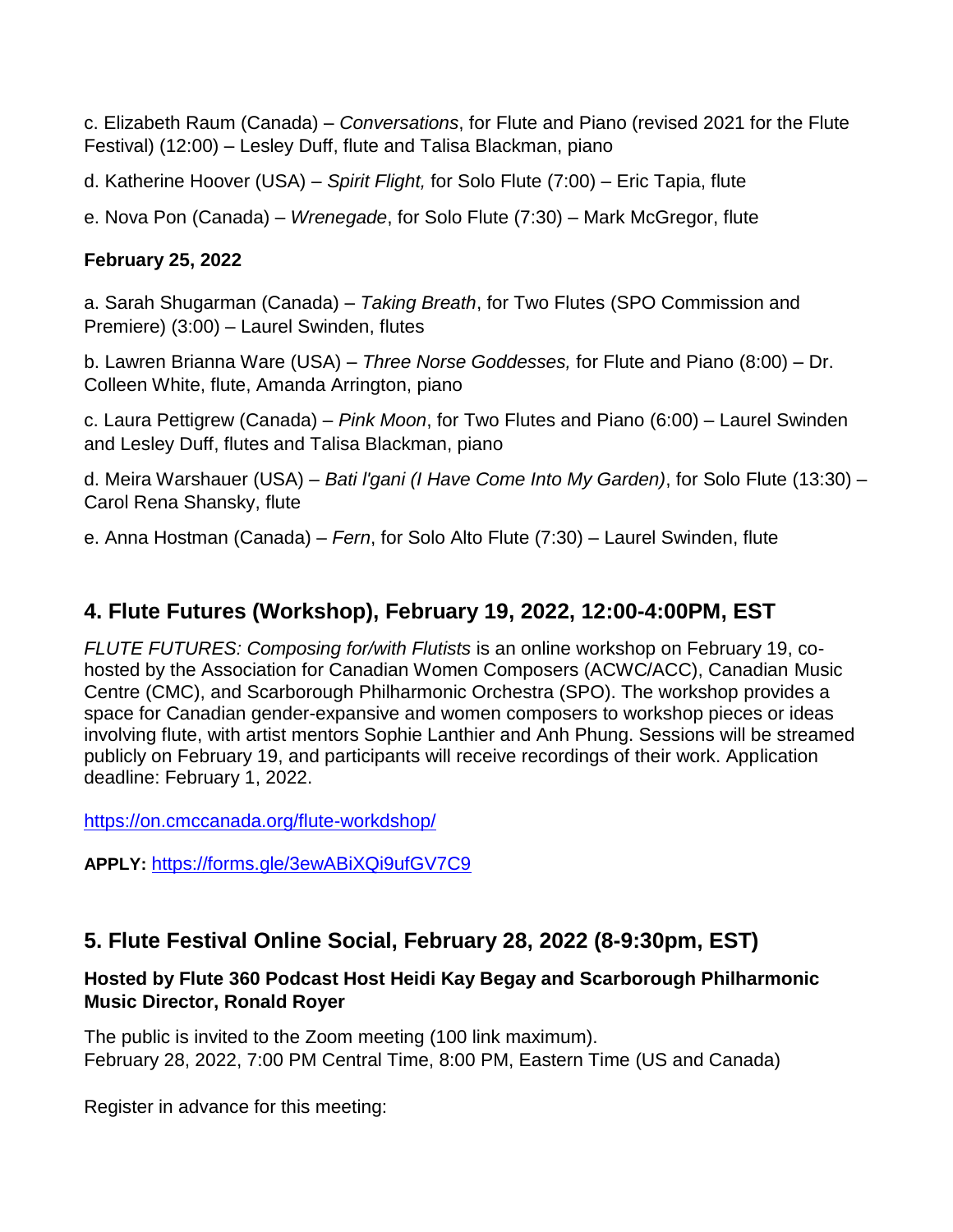c. Elizabeth Raum (Canada) – *Conversations*, for Flute and Piano (revised 2021 for the Flute Festival) (12:00) – Lesley Duff, flute and Talisa Blackman, piano

d. Katherine Hoover (USA) – *Spirit Flight,* for Solo Flute (7:00) – Eric Tapia, flute

e. Nova Pon (Canada) – *Wrenegade*, for Solo Flute (7:30) – Mark McGregor, flute

**February 25, 2022**

a. Sarah Shugarman (Canada) – *Taking Breath*, for Two Flutes (SPO Commission and Premiere) (3:00) – Laurel Swinden, flutes

b. Lawren Brianna Ware (USA) – *Three Norse Goddesses,* for Flute and Piano (8:00) – Dr. Colleen White, flute, Amanda Arrington, piano

c. Laura Pettigrew (Canada) – *Pink Moon*, for Two Flutes and Piano (6:00) – Laurel Swinden and Lesley Duff, flutes and Talisa Blackman, piano

d. Meira Warshauer (USA) – *Bati l'gani (I Have Come Into My Garden)*, for Solo Flute (13:30) – Carol Rena Shansky, flute

e. Anna Hostman (Canada) – *Fern*, for Solo Alto Flute (7:30) – Laurel Swinden, flute

## 4. Flute Futures (Workshop), February 19, 2022, 12:00-4:00PM, EST

*FLUTE FUTURES: Composing for/with Flutists* is an online workshop on February 19, co-hosted by the Association for Canadian Women Composers (ACWC/ACC), Canadian Music Centre (CMC), and Scarborough Philharmonic Orchestra (SPO). The workshop provides a space for Canadian gender-expansive and women composers to workshop pieces or ideas involving flute, with artist mentors Sophie Lanthier and Anh Phung. Sessions will be streamed publicly on February 19, and participants will receive recordings of their work. Application deadline: February 1, 2022.

https://on.cmccanada.org/flute-workdshop/

**APPLY:** https://forms.gle/3ewABiXQi9ufGV7C9

## 5. Flute Festival Online Social, February 28, 2022 (8-9:30pm, EST)

**Hosted by Flute 360 Podcast Host Heidi Kay Begay and Scarborough Philharmonic Music Director, Ronald Royer**

The public is invited to the Zoom meeting (100 link maximum).
February 28, 2022, 7:00 PM Central Time, 8:00 PM, Eastern Time (US and Canada)

Register in advance for this meeting: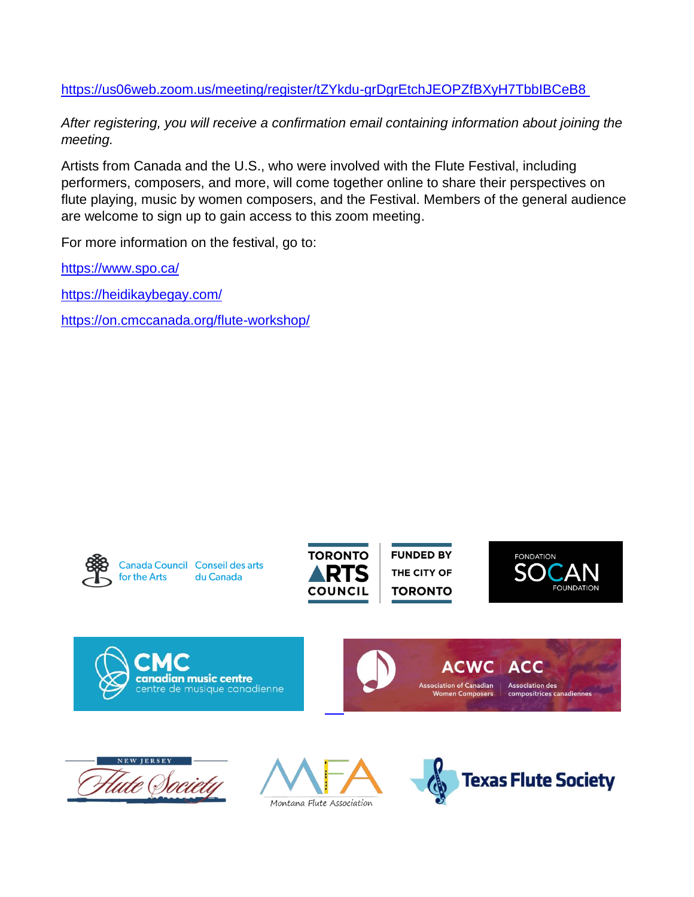https://us06web.zoom.us/meeting/register/tZYkdu-grDgrEtchJEOPZfBXyH7TbbIBCeB8

*After registering, you will receive a confirmation email containing information about joining the meeting.*

Artists from Canada and the U.S., who were involved with the Flute Festival, including performers, composers, and more, will come together online to share their perspectives on flute playing, music by women composers, and the Festival. Members of the general audience are welcome to sign up to gain access to this zoom meeting.

For more information on the festival, go to:

https://www.spo.ca/

https://heidikaybegay.com/

https://on.cmccanada.org/flute-workshop/